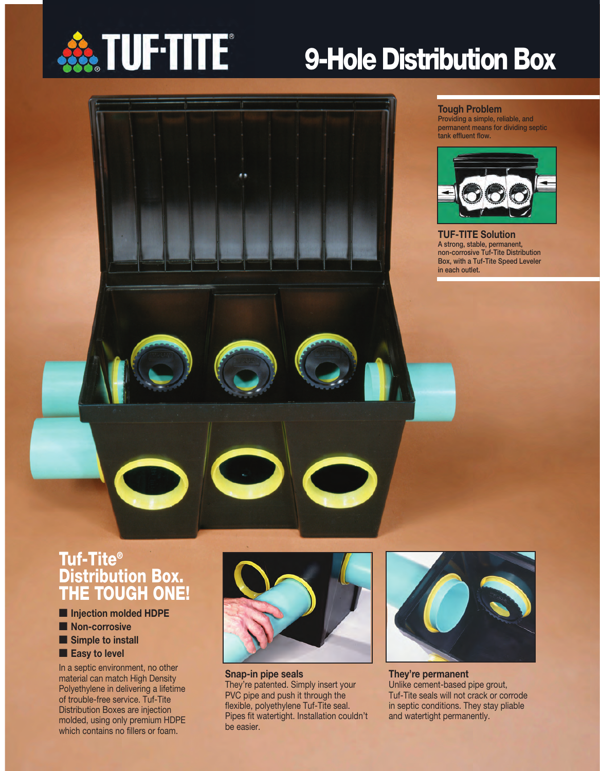# TUF-TITE®

# 9-Hole Distribution Box

## Tough Problem

Providing a simple, reliable, and permanent means for dividing septic tank effluent flow.

## TUF-TITE Solution

A strong, stable, permanent, non-corrosive Tuf-Tite Distribution Box, with a Tuf-Tite Speed Leveler in each outlet.

## Tuf-Tite® Distribution Box. THE TOUGH ONE!

- Injection molded HDPE
- Non-corrosive
- Simple to install
- Easy to level

In a septic environment, no other material can match High Density Polyethylene in delivering a lifetime of trouble-free service. Tuf-Tite Distribution Boxes are injection molded, using only premium HDPE which contains no fillers or foam.

### Snap-in pipe seals

They're patented. Simply insert your PVC pipe and push it through the flexible, polyethylene Tuf-Tite seal. Pipes fit watertight. Installation couldn't be easier.

### They're permanent

Unlike cement-based pipe grout, Tuf-Tite seals will not crack or corrode in septic conditions. They stay pliable and watertight permanently.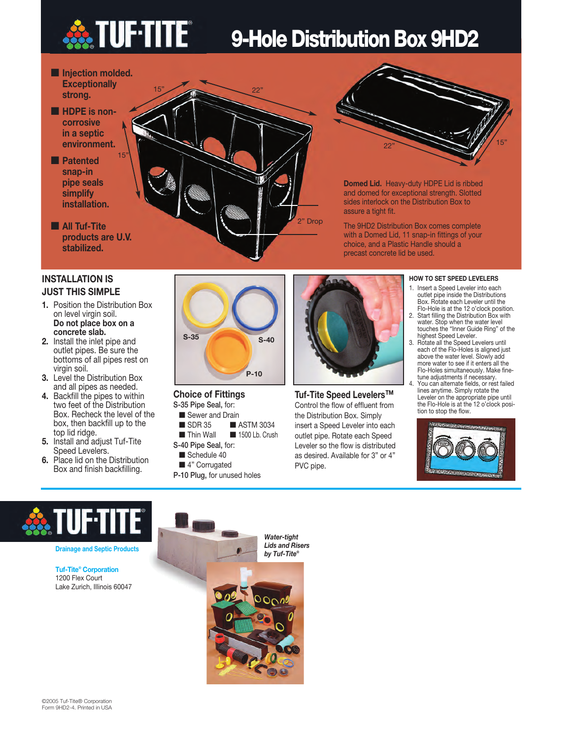# TUF-TITE

# 9-Hole Distribution Box 9HD2

- **Injection molded. Exceptionally strong.**
- **HDPE is non-corrosive in a septic environment.**
- **Patented snap-in pipe seals simplify installation.**
- **All Tuf-Tite products are U.V. stabilized.**

15"

22"

15"

2" Drop

22"

15"

**Domed Lid.** Heavy-duty HDPE Lid is ribbed and domed for exceptional strength. Slotted sides interlock on the Distribution Box to assure a tight fit.

The 9HD2 Distribution Box comes complete with a Domed Lid, 11 snap-in fittings of your choice, and a Plastic Handle should a precast concrete lid be used.

## INSTALLATION IS JUST THIS SIMPLE

1. Position the Distribution Box on level virgin soil. **Do not place box on a concrete slab.**
2. Install the inlet pipe and outlet pipes. Be sure the bottoms of all pipes rest on virgin soil.
3. Level the Distribution Box and all pipes as needed.
4. Backfill the pipes to within two feet of the Distribution Box. Recheck the level of the box, then backfill up to the top lid ridge.
5. Install and adjust Tuf-Tite Speed Levelers.
6. Place lid on the Distribution Box and finish backfilling.

S-35 S-40 P-10

## Choice of Fittings

**S-35 Pipe Seal,** for:
- Sewer and Drain
- SDR 35
- ASTM 3034
- Thin Wall
- 1500 Lb. Crush

**S-40 Pipe Seal,** for:
- Schedule 40
- 4" Corrugated

**P-10 Plug,** for unused holes

## Tuf-Tite Speed Levelers™

Control the flow of effluent from the Distribution Box. Simply insert a Speed Leveler into each outlet pipe. Rotate each Speed Leveler so the flow is distributed as desired. Available for 3" or 4" PVC pipe.

### HOW TO SET SPEED LEVELERS

1. Insert a Speed Leveler into each outlet pipe inside the Distributions Box. Rotate each Leveler until the Flo-Hole is at the 12 o'clock position.
2. Start filling the Distribution Box with water. Stop when the water level touches the "Inner Guide Ring" of the highest Speed Leveler.
3. Rotate all the Speed Levelers until each of the Flo-Holes is aligned just above the water level. Slowly add more water to see if it enters all the Flo-Holes simultaneously. Make fine-tune adjustments if necessary.
4. You can alternate fields, or rest failed lines anytime. Simply rotate the Leveler on the appropriate pipe until the Flo-Hole is at the 12 o'clock position to stop the flow.

---

# TUF-TITE

**Drainage and Septic Products**

**Tuf-Tite® Corporation**
1200 Flex Court
Lake Zurich, Illinois 60047

***Water-tight Lids and Risers by Tuf-Tite®***

©2005 Tuf-Tite® Corporation
Form 9HD2-4. Printed in USA